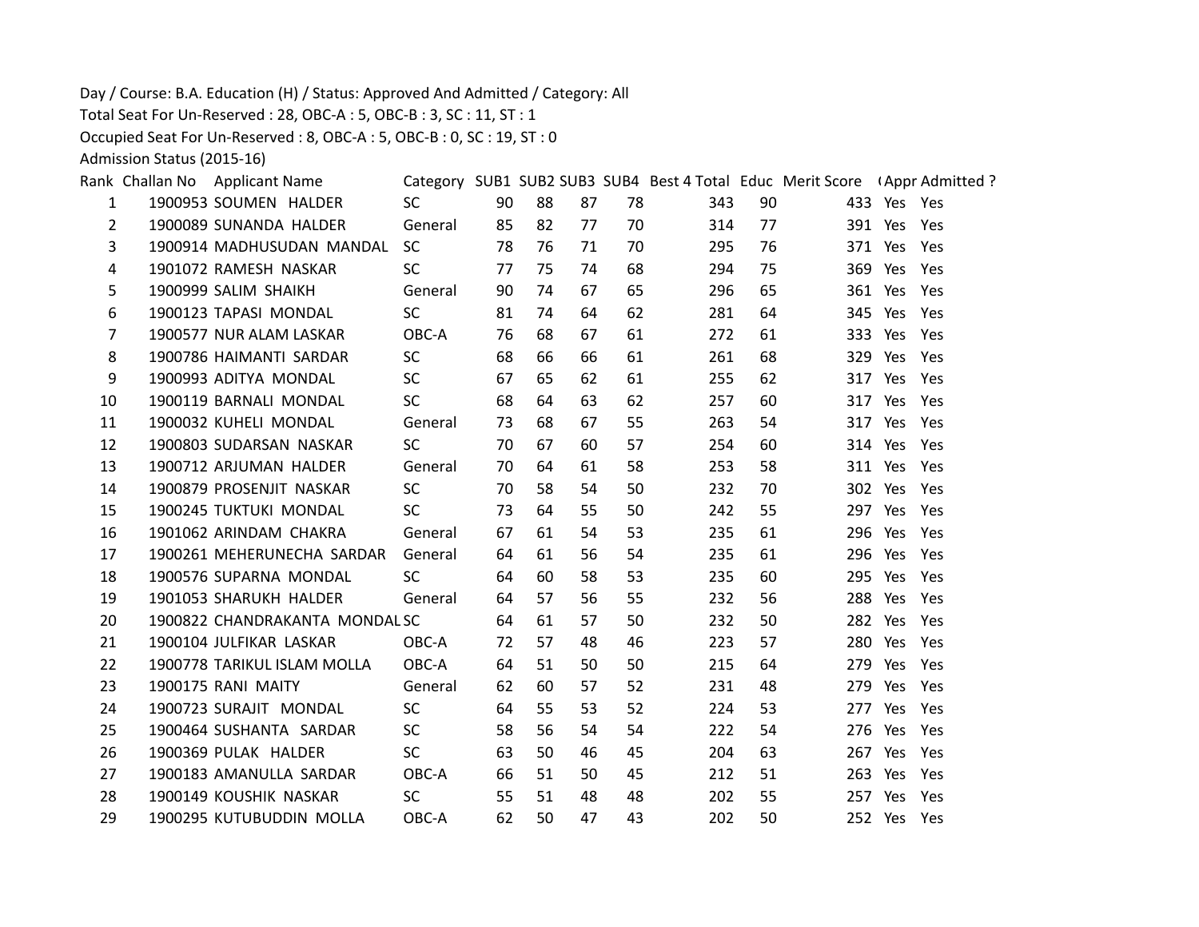Day / Course: B.A. Education (H) / Status: Approved And Admitted / Category: All

Total Seat For Un-Reserved : 28, OBC-A : 5, OBC-B : 3, SC : 11, ST : 1

Occupied Seat For Un-Reserved : 8, OBC-A : 5, OBC-B : 0, SC : 19, ST : 0

Admission Status (2015-16)

| Rank | Challan No | Applicant Name | Category | SUB1 | SUB2 | SUB3 | SUB4 | Best 4 Total | Educ | Merit Score | (Appr | Admitted ? |
|---|---|---|---|---|---|---|---|---|---|---|---|---|
| 1 | 1900953 | SOUMEN HALDER | SC | 90 | 88 | 87 | 78 | 343 | 90 | 433 | Yes | Yes |
| 2 | 1900089 | SUNANDA HALDER | General | 85 | 82 | 77 | 70 | 314 | 77 | 391 | Yes | Yes |
| 3 | 1900914 | MADHUSUDAN MANDAL | SC | 78 | 76 | 71 | 70 | 295 | 76 | 371 | Yes | Yes |
| 4 | 1901072 | RAMESH NASKAR | SC | 77 | 75 | 74 | 68 | 294 | 75 | 369 | Yes | Yes |
| 5 | 1900999 | SALIM SHAIKH | General | 90 | 74 | 67 | 65 | 296 | 65 | 361 | Yes | Yes |
| 6 | 1900123 | TAPASI MONDAL | SC | 81 | 74 | 64 | 62 | 281 | 64 | 345 | Yes | Yes |
| 7 | 1900577 | NUR ALAM LASKAR | OBC-A | 76 | 68 | 67 | 61 | 272 | 61 | 333 | Yes | Yes |
| 8 | 1900786 | HAIMANTI SARDAR | SC | 68 | 66 | 66 | 61 | 261 | 68 | 329 | Yes | Yes |
| 9 | 1900993 | ADITYA MONDAL | SC | 67 | 65 | 62 | 61 | 255 | 62 | 317 | Yes | Yes |
| 10 | 1900119 | BARNALI MONDAL | SC | 68 | 64 | 63 | 62 | 257 | 60 | 317 | Yes | Yes |
| 11 | 1900032 | KUHELI MONDAL | General | 73 | 68 | 67 | 55 | 263 | 54 | 317 | Yes | Yes |
| 12 | 1900803 | SUDARSAN NASKAR | SC | 70 | 67 | 60 | 57 | 254 | 60 | 314 | Yes | Yes |
| 13 | 1900712 | ARJUMAN HALDER | General | 70 | 64 | 61 | 58 | 253 | 58 | 311 | Yes | Yes |
| 14 | 1900879 | PROSENJIT NASKAR | SC | 70 | 58 | 54 | 50 | 232 | 70 | 302 | Yes | Yes |
| 15 | 1900245 | TUKTUKI MONDAL | SC | 73 | 64 | 55 | 50 | 242 | 55 | 297 | Yes | Yes |
| 16 | 1901062 | ARINDAM CHAKRA | General | 67 | 61 | 54 | 53 | 235 | 61 | 296 | Yes | Yes |
| 17 | 1900261 | MEHERUNECHA SARDAR | General | 64 | 61 | 56 | 54 | 235 | 61 | 296 | Yes | Yes |
| 18 | 1900576 | SUPARNA MONDAL | SC | 64 | 60 | 58 | 53 | 235 | 60 | 295 | Yes | Yes |
| 19 | 1901053 | SHARUKH HALDER | General | 64 | 57 | 56 | 55 | 232 | 56 | 288 | Yes | Yes |
| 20 | 1900822 | CHANDRAKANTA MONDAL | SC | 64 | 61 | 57 | 50 | 232 | 50 | 282 | Yes | Yes |
| 21 | 1900104 | JULFIKAR LASKAR | OBC-A | 72 | 57 | 48 | 46 | 223 | 57 | 280 | Yes | Yes |
| 22 | 1900778 | TARIKUL ISLAM MOLLA | OBC-A | 64 | 51 | 50 | 50 | 215 | 64 | 279 | Yes | Yes |
| 23 | 1900175 | RANI MAITY | General | 62 | 60 | 57 | 52 | 231 | 48 | 279 | Yes | Yes |
| 24 | 1900723 | SURAJIT MONDAL | SC | 64 | 55 | 53 | 52 | 224 | 53 | 277 | Yes | Yes |
| 25 | 1900464 | SUSHANTA SARDAR | SC | 58 | 56 | 54 | 54 | 222 | 54 | 276 | Yes | Yes |
| 26 | 1900369 | PULAK HALDER | SC | 63 | 50 | 46 | 45 | 204 | 63 | 267 | Yes | Yes |
| 27 | 1900183 | AMANULLA SARDAR | OBC-A | 66 | 51 | 50 | 45 | 212 | 51 | 263 | Yes | Yes |
| 28 | 1900149 | KOUSHIK NASKAR | SC | 55 | 51 | 48 | 48 | 202 | 55 | 257 | Yes | Yes |
| 29 | 1900295 | KUTUBUDDIN MOLLA | OBC-A | 62 | 50 | 47 | 43 | 202 | 50 | 252 | Yes | Yes |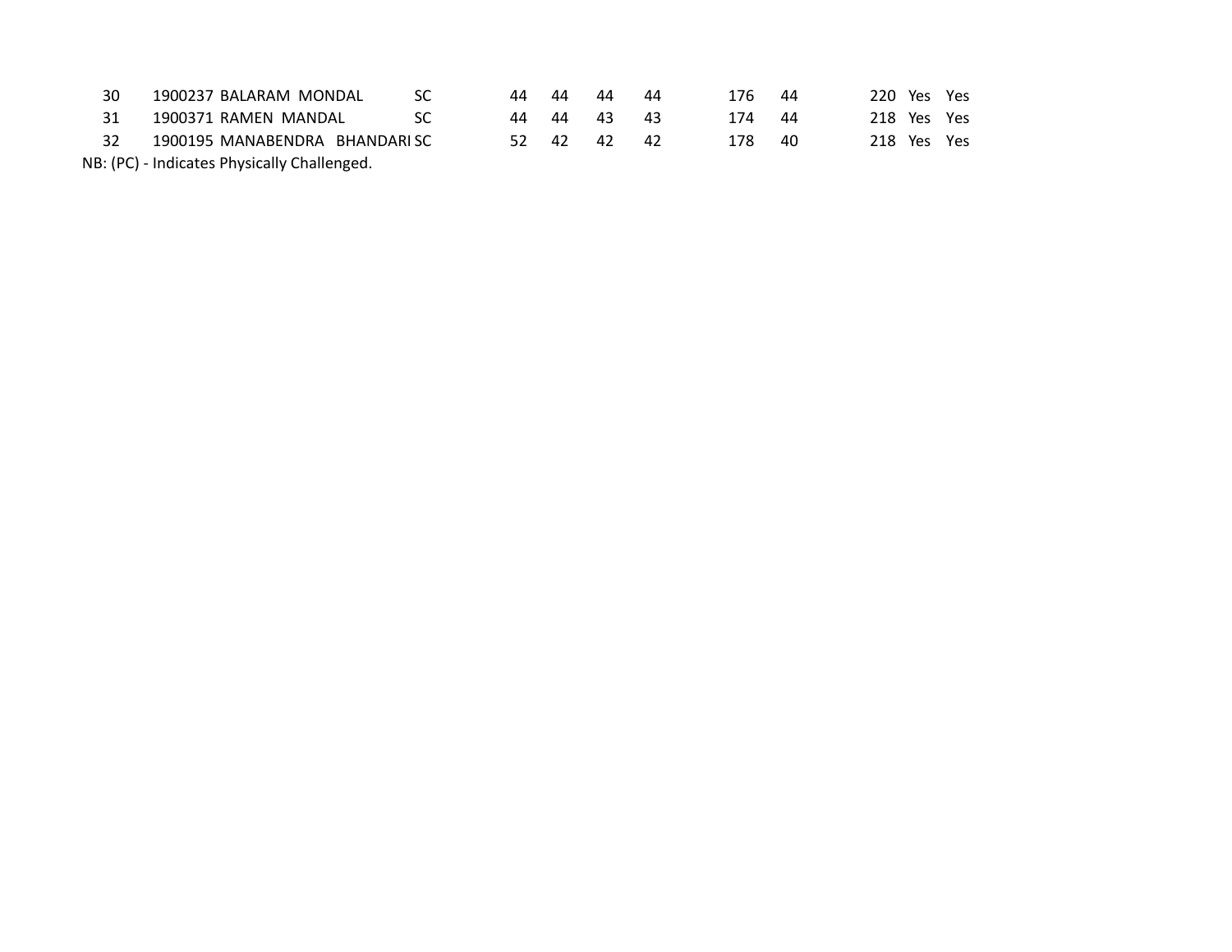| | | | | | | | | | | | | |
|---|---|---|---|---|---|---|---|---|---|---|---|---|
| 30 | 1900237 | BALARAM MONDAL | SC | 44 | 44 | 44 | 44 | 176 | 44 | 220 | Yes | Yes |
| 31 | 1900371 | RAMEN MANDAL | SC | 44 | 44 | 43 | 43 | 174 | 44 | 218 | Yes | Yes |
| 32 | 1900195 | MANABENDRA BHANDARI | SC | 52 | 42 | 42 | 42 | 178 | 40 | 218 | Yes | Yes |

NB: (PC) - Indicates Physically Challenged.